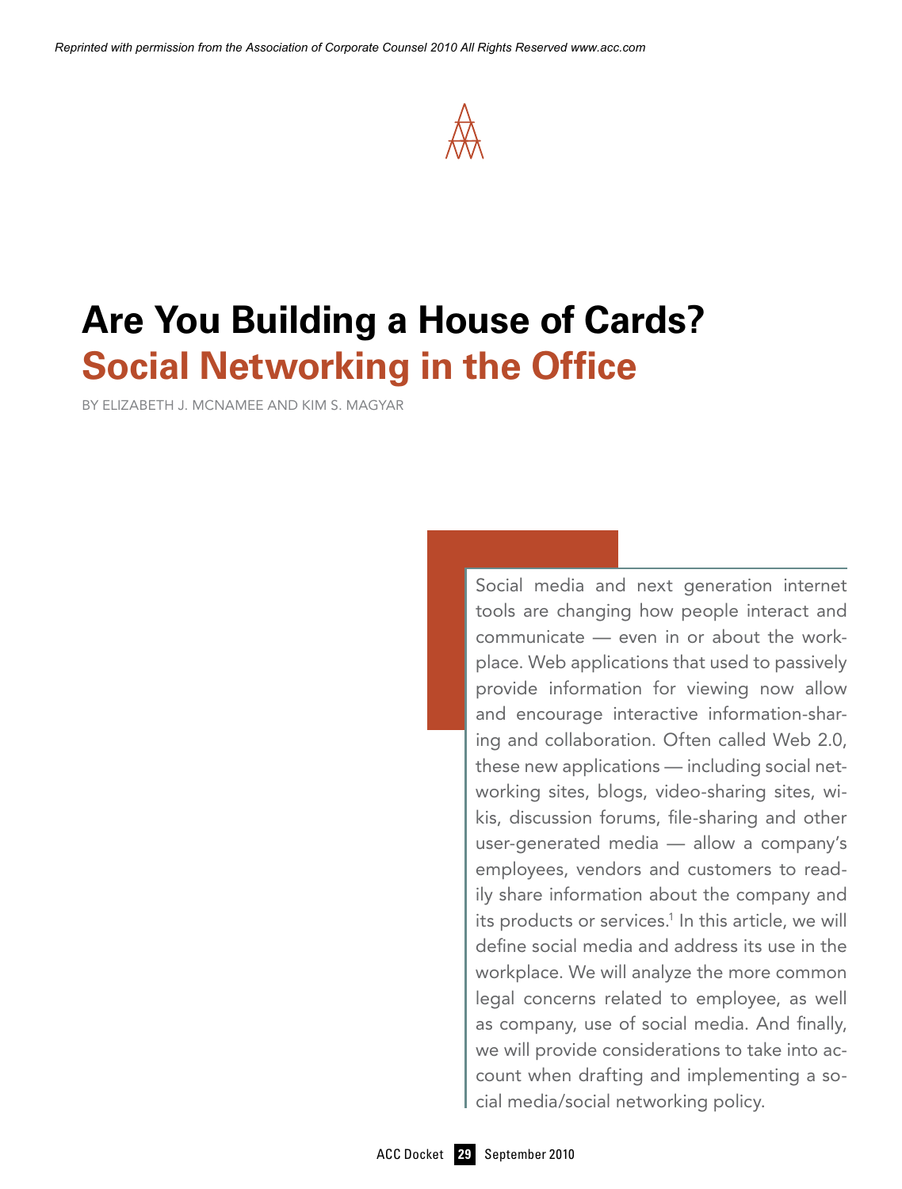*Reprinted with permission from the Association of Corporate Counsel 2010 All Rights Reserved www.acc.com*

# Are You Building a House of Cards?

## Social Networking in the Office

BY ELIZABETH J. MCNAMEE AND KIM S. MAGYAR

Social media and next generation internet tools are changing how people interact and communicate — even in or about the workplace. Web applications that used to passively provide information for viewing now allow and encourage interactive information-sharing and collaboration. Often called Web 2.0, these new applications — including social networking sites, blogs, video-sharing sites, wikis, discussion forums, file-sharing and other user-generated media — allow a company's employees, vendors and customers to readily share information about the company and its products or services.[1] In this article, we will define social media and address its use in the workplace. We will analyze the more common legal concerns related to employee, as well as company, use of social media. And finally, we will provide considerations to take into account when drafting and implementing a social media/social networking policy.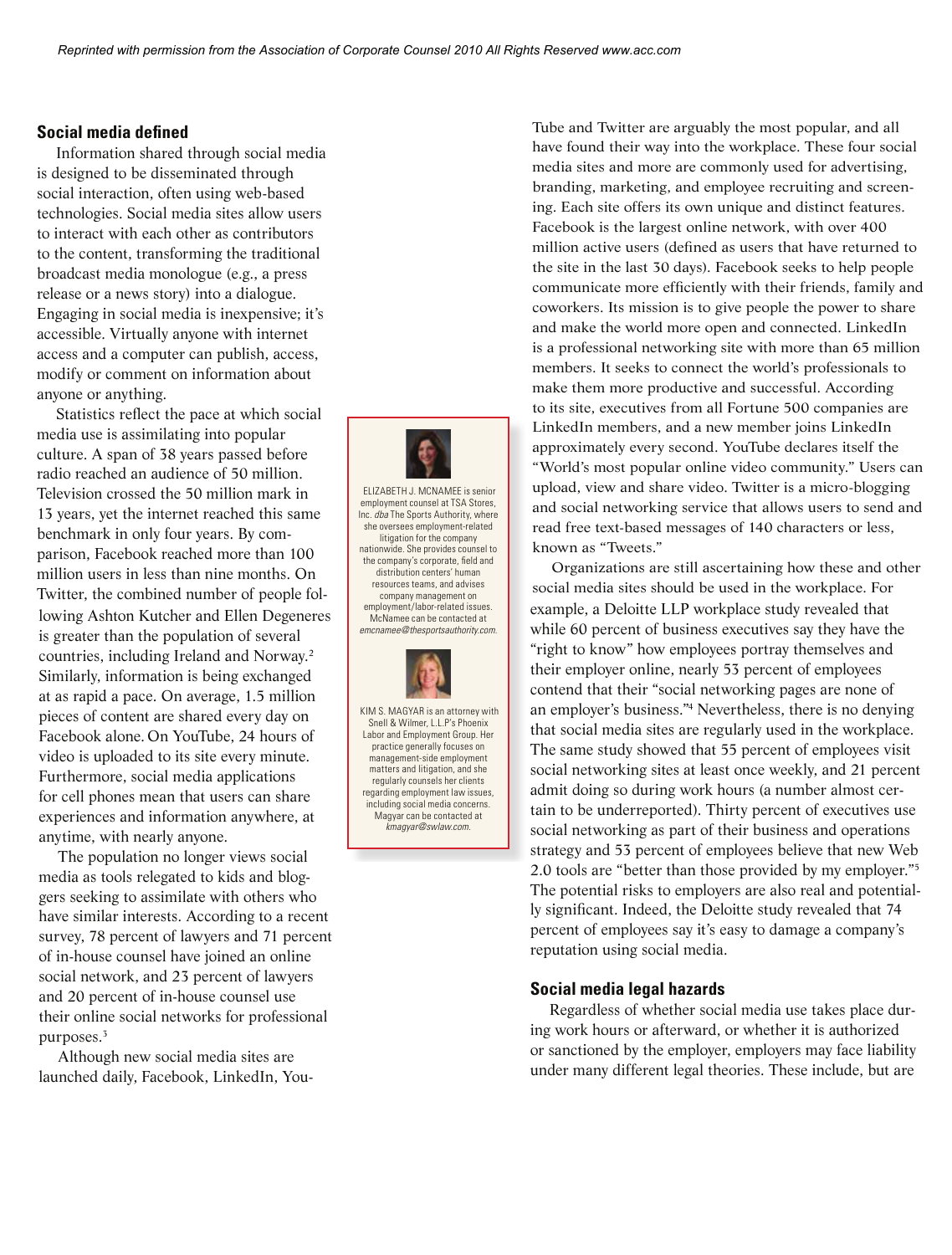Reprinted with permission from the Association of Corporate Counsel 2010 All Rights Reserved www.acc.com

## Social media defined

Information shared through social media is designed to be disseminated through social interaction, often using web-based technologies. Social media sites allow users to interact with each other as contributors to the content, transforming the traditional broadcast media monologue (e.g., a press release or a news story) into a dialogue. Engaging in social media is inexpensive; it's accessible. Virtually anyone with internet access and a computer can publish, access, modify or comment on information about anyone or anything.

Statistics reflect the pace at which social media use is assimilating into popular culture. A span of 38 years passed before radio reached an audience of 50 million. Television crossed the 50 million mark in 13 years, yet the internet reached this same benchmark in only four years. By comparison, Facebook reached more than 100 million users in less than nine months. On Twitter, the combined number of people following Ashton Kutcher and Ellen Degeneres is greater than the population of several countries, including Ireland and Norway.[2] Similarly, information is being exchanged at as rapid a pace. On average, 1.5 million pieces of content are shared every day on Facebook alone. On YouTube, 24 hours of video is uploaded to its site every minute. Furthermore, social media applications for cell phones mean that users can share experiences and information anywhere, at anytime, with nearly anyone.

The population no longer views social media as tools relegated to kids and bloggers seeking to assimilate with others who have similar interests. According to a recent survey, 78 percent of lawyers and 71 percent of in-house counsel have joined an online social network, and 23 percent of lawyers and 20 percent of in-house counsel use their online social networks for professional purposes.[3]

Although new social media sites are launched daily, Facebook, LinkedIn, YouTube and Twitter are arguably the most popular, and all have found their way into the workplace. These four social media sites and more are commonly used for advertising, branding, marketing, and employee recruiting and screening. Each site offers its own unique and distinct features. Facebook is the largest online network, with over 400 million active users (defined as users that have returned to the site in the last 30 days). Facebook seeks to help people communicate more efficiently with their friends, family and coworkers. Its mission is to give people the power to share and make the world more open and connected. LinkedIn is a professional networking site with more than 65 million members. It seeks to connect the world's professionals to make them more productive and successful. According to its site, executives from all Fortune 500 companies are LinkedIn members, and a new member joins LinkedIn approximately every second. YouTube declares itself the "World's most popular online video community." Users can upload, view and share video. Twitter is a micro-blogging and social networking service that allows users to send and read free text-based messages of 140 characters or less, known as "Tweets."

Organizations are still ascertaining how these and other social media sites should be used in the workplace. For example, a Deloitte LLP workplace study revealed that while 60 percent of business executives say they have the "right to know" how employees portray themselves and their employer online, nearly 53 percent of employees contend that their "social networking pages are none of an employer's business."[4] Nevertheless, there is no denying that social media sites are regularly used in the workplace. The same study showed that 55 percent of employees visit social networking sites at least once weekly, and 21 percent admit doing so during work hours (a number almost certain to be underreported). Thirty percent of executives use social networking as part of their business and operations strategy and 53 percent of employees believe that new Web 2.0 tools are "better than those provided by my employer."[5] The potential risks to employers are also real and potentially significant. Indeed, the Deloitte study revealed that 74 percent of employees say it's easy to damage a company's reputation using social media.

## Social media legal hazards

Regardless of whether social media use takes place during work hours or afterward, or whether it is authorized or sanctioned by the employer, employers may face liability under many different legal theories. These include, but are

---

ELIZABETH J. MCNAMEE is senior employment counsel at TSA Stores, Inc. *dba* The Sports Authority, where she oversees employment-related litigation for the company nationwide. She provides counsel to the company's corporate, field and distribution centers' human resources teams, and advises company management on employment/labor-related issues. McNamee can be contacted at *emcnamee@thesportsauthority.com.*

KIM S. MAGYAR is an attorney with Snell & Wilmer, L.L.P.'s Phoenix Labor and Employment Group. Her practice generally focuses on management-side employment matters and litigation, and she regularly counsels her clients regarding employment law issues, including social media concerns. Magyar can be contacted at *kmagyar@swlaw.com.*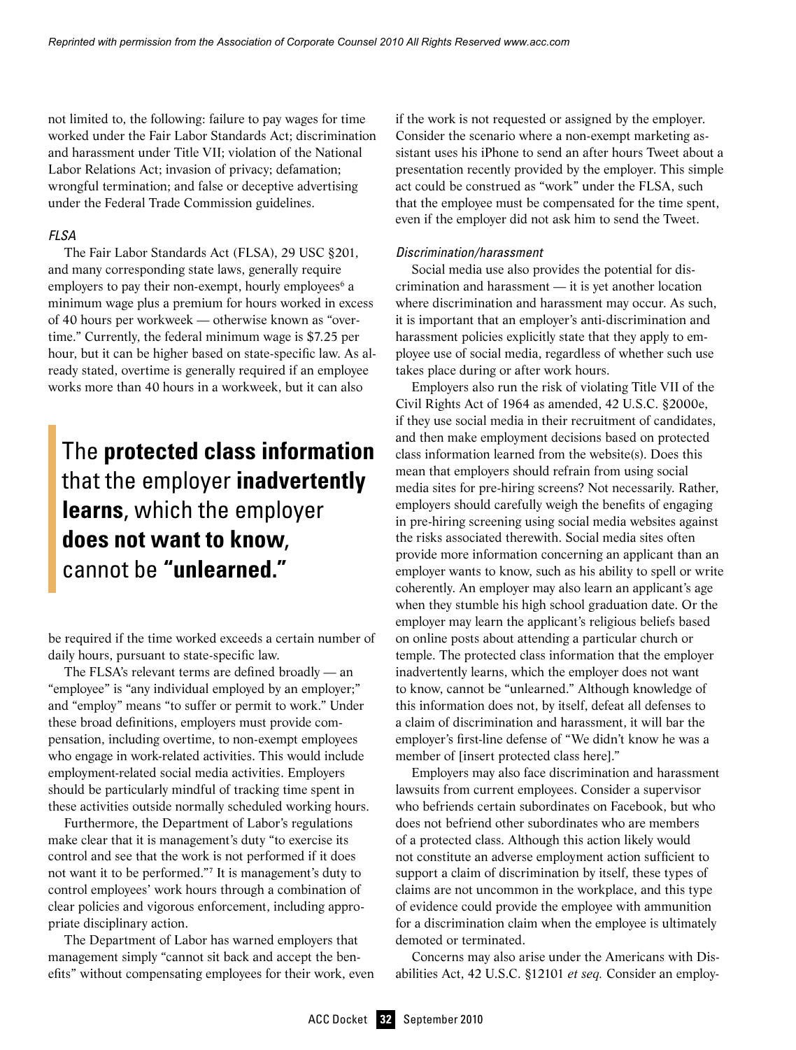not limited to, the following: failure to pay wages for time worked under the Fair Labor Standards Act; discrimination and harassment under Title VII; violation of the National Labor Relations Act; invasion of privacy; defamation; wrongful termination; and false or deceptive advertising under the Federal Trade Commission guidelines.

### *FLSA*

The Fair Labor Standards Act (FLSA), 29 USC §201, and many corresponding state laws, generally require employers to pay their non-exempt, hourly employees[6] a minimum wage plus a premium for hours worked in excess of 40 hours per workweek — otherwise known as "overtime." Currently, the federal minimum wage is $7.25 per hour, but it can be higher based on state-specific law. As already stated, overtime is generally required if an employee works more than 40 hours in a workweek, but it can also be required if the time worked exceeds a certain number of daily hours, pursuant to state-specific law.

> The **protected class information** that the employer **inadvertently learns**, which the employer **does not want to know**, cannot be **"unlearned."**

The FLSA's relevant terms are defined broadly — an "employee" is "any individual employed by an employer;" and "employ" means "to suffer or permit to work." Under these broad definitions, employers must provide compensation, including overtime, to non-exempt employees who engage in work-related activities. This would include employment-related social media activities. Employers should be particularly mindful of tracking time spent in these activities outside normally scheduled working hours.

Furthermore, the Department of Labor's regulations make clear that it is management's duty "to exercise its control and see that the work is not performed if it does not want it to be performed."[7] It is management's duty to control employees' work hours through a combination of clear policies and vigorous enforcement, including appropriate disciplinary action.

The Department of Labor has warned employers that management simply "cannot sit back and accept the benefits" without compensating employees for their work, even if the work is not requested or assigned by the employer. Consider the scenario where a non-exempt marketing assistant uses his iPhone to send an after hours Tweet about a presentation recently provided by the employer. This simple act could be construed as "work" under the FLSA, such that the employee must be compensated for the time spent, even if the employer did not ask him to send the Tweet.

### *Discrimination/harassment*

Social media use also provides the potential for discrimination and harassment — it is yet another location where discrimination and harassment may occur. As such, it is important that an employer's anti-discrimination and harassment policies explicitly state that they apply to employee use of social media, regardless of whether such use takes place during or after work hours.

Employers also run the risk of violating Title VII of the Civil Rights Act of 1964 as amended, 42 U.S.C. §2000e, if they use social media in their recruitment of candidates, and then make employment decisions based on protected class information learned from the website(s). Does this mean that employers should refrain from using social media sites for pre-hiring screens? Not necessarily. Rather, employers should carefully weigh the benefits of engaging in pre-hiring screening using social media websites against the risks associated therewith. Social media sites often provide more information concerning an applicant than an employer wants to know, such as his ability to spell or write coherently. An employer may also learn an applicant's age when they stumble his high school graduation date. Or the employer may learn the applicant's religious beliefs based on online posts about attending a particular church or temple. The protected class information that the employer inadvertently learns, which the employer does not want to know, cannot be "unlearned." Although knowledge of this information does not, by itself, defeat all defenses to a claim of discrimination and harassment, it will bar the employer's first-line defense of "We didn't know he was a member of [insert protected class here]."

Employers may also face discrimination and harassment lawsuits from current employees. Consider a supervisor who befriends certain subordinates on Facebook, but who does not befriend other subordinates who are members of a protected class. Although this action likely would not constitute an adverse employment action sufficient to support a claim of discrimination by itself, these types of claims are not uncommon in the workplace, and this type of evidence could provide the employee with ammunition for a discrimination claim when the employee is ultimately demoted or terminated.

Concerns may also arise under the Americans with Disabilities Act, 42 U.S.C. §12101 *et seq.* Consider an employ-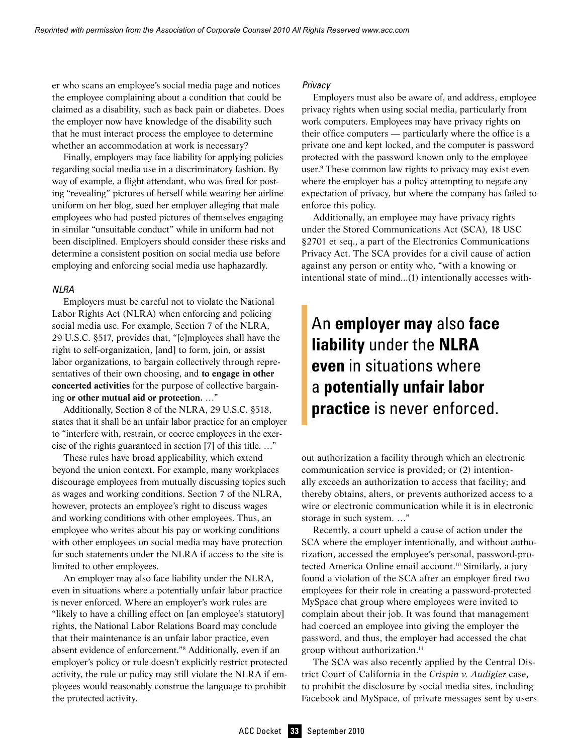er who scans an employee's social media page and notices the employee complaining about a condition that could be claimed as a disability, such as back pain or diabetes. Does the employer now have knowledge of the disability such that he must interact process the employee to determine whether an accommodation at work is necessary?

Finally, employers may face liability for applying policies regarding social media use in a discriminatory fashion. By way of example, a flight attendant, who was fired for posting "revealing" pictures of herself while wearing her airline uniform on her blog, sued her employer alleging that male employees who had posted pictures of themselves engaging in similar "unsuitable conduct" while in uniform had not been disciplined. Employers should consider these risks and determine a consistent position on social media use before employing and enforcing social media use haphazardly.

### *NLRA*

Employers must be careful not to violate the National Labor Rights Act (NLRA) when enforcing and policing social media use. For example, Section 7 of the NLRA, 29 U.S.C. §517, provides that, "[e]mployees shall have the right to self-organization, [and] to form, join, or assist labor organizations, to bargain collectively through representatives of their own choosing, and **to engage in other concerted activities** for the purpose of collective bargaining **or other mutual aid or protection.** …"

Additionally, Section 8 of the NLRA, 29 U.S.C. §518, states that it shall be an unfair labor practice for an employer to "interfere with, restrain, or coerce employees in the exercise of the rights guaranteed in section [7] of this title. …"

These rules have broad applicability, which extend beyond the union context. For example, many workplaces discourage employees from mutually discussing topics such as wages and working conditions. Section 7 of the NLRA, however, protects an employee's right to discuss wages and working conditions with other employees. Thus, an employee who writes about his pay or working conditions with other employees on social media may have protection for such statements under the NLRA if access to the site is limited to other employees.

An employer may also face liability under the NLRA, even in situations where a potentially unfair labor practice is never enforced. Where an employer's work rules are "likely to have a chilling effect on [an employee's statutory] rights, the National Labor Relations Board may conclude that their maintenance is an unfair labor practice, even absent evidence of enforcement."[8] Additionally, even if an employer's policy or rule doesn't explicitly restrict protected activity, the rule or policy may still violate the NLRA if employees would reasonably construe the language to prohibit the protected activity.

### *Privacy*

Employers must also be aware of, and address, employee privacy rights when using social media, particularly from work computers. Employees may have privacy rights on their office computers — particularly where the office is a private one and kept locked, and the computer is password protected with the password known only to the employee user.[9] These common law rights to privacy may exist even where the employer has a policy attempting to negate any expectation of privacy, but where the company has failed to enforce this policy.

Additionally, an employee may have privacy rights under the Stored Communications Act (SCA), 18 USC §2701 et seq., a part of the Electronics Communications Privacy Act. The SCA provides for a civil cause of action against any person or entity who, "with a knowing or intentional state of mind...(1) intentionally accesses without authorization a facility through which an electronic communication service is provided; or (2) intentionally exceeds an authorization to access that facility; and thereby obtains, alters, or prevents authorized access to a wire or electronic communication while it is in electronic storage in such system. …"

> An **employer may** also **face liability** under the **NLRA even** in situations where a **potentially unfair labor practice** is never enforced.

Recently, a court upheld a cause of action under the SCA where the employer intentionally, and without authorization, accessed the employee's personal, password-protected America Online email account.[10] Similarly, a jury found a violation of the SCA after an employer fired two employees for their role in creating a password-protected MySpace chat group where employees were invited to complain about their job. It was found that management had coerced an employee into giving the employer the password, and thus, the employer had accessed the chat group without authorization.[11]

The SCA was also recently applied by the Central District Court of California in the *Crispin v. Audigier* case, to prohibit the disclosure by social media sites, including Facebook and MySpace, of private messages sent by users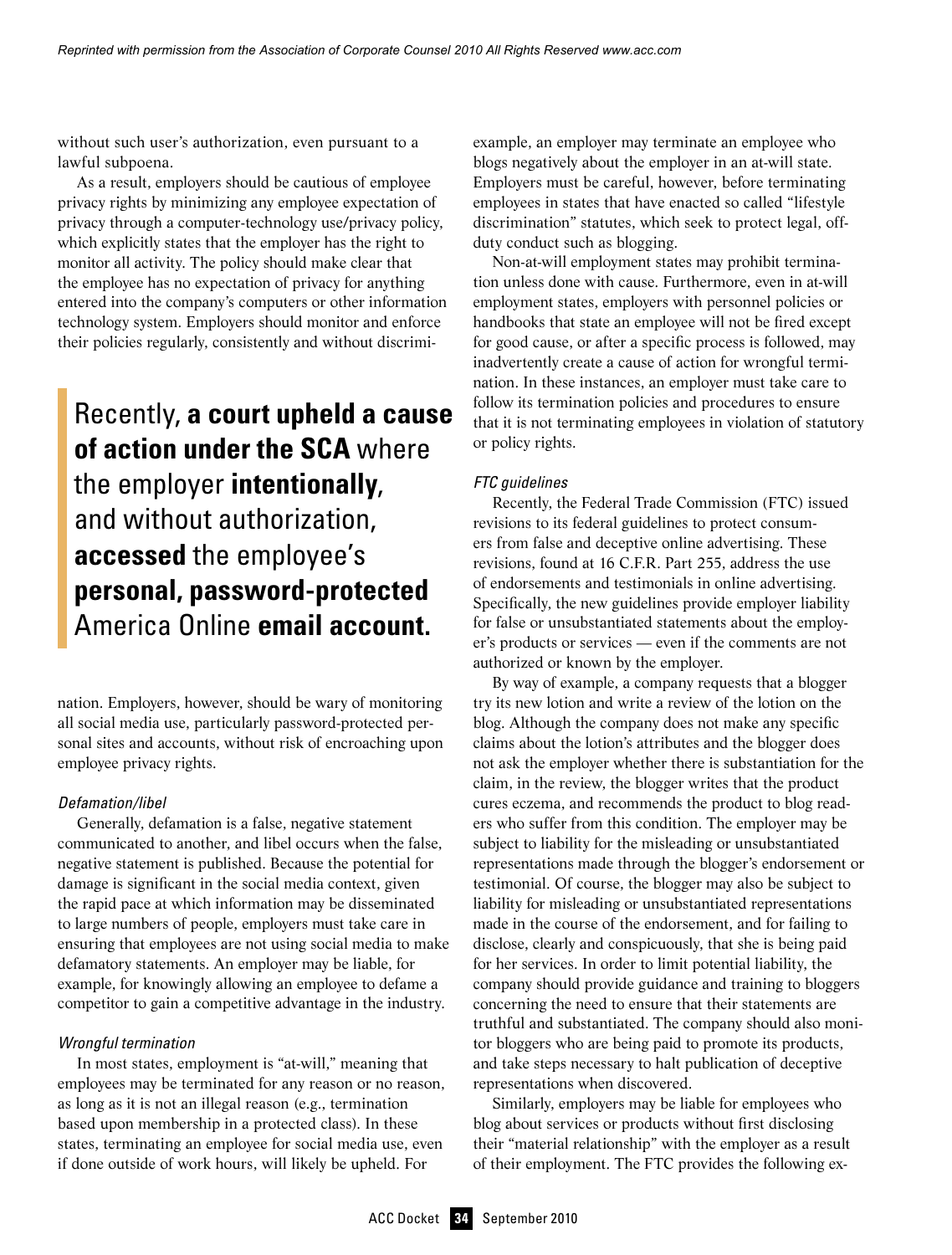without such user's authorization, even pursuant to a lawful subpoena.

As a result, employers should be cautious of employee privacy rights by minimizing any employee expectation of privacy through a computer-technology use/privacy policy, which explicitly states that the employer has the right to monitor all activity. The policy should make clear that the employee has no expectation of privacy for anything entered into the company's computers or other information technology system. Employers should monitor and enforce their policies regularly, consistently and without discrimination. Employers, however, should be wary of monitoring all social media use, particularly password-protected personal sites and accounts, without risk of encroaching upon employee privacy rights.

> Recently, **a court upheld a cause of action under the SCA** where the employer **intentionally**, and without authorization, **accessed** the employee's **personal, password-protected** America Online **email account.**

*Defamation/libel*

Generally, defamation is a false, negative statement communicated to another, and libel occurs when the false, negative statement is published. Because the potential for damage is significant in the social media context, given the rapid pace at which information may be disseminated to large numbers of people, employers must take care in ensuring that employees are not using social media to make defamatory statements. An employer may be liable, for example, for knowingly allowing an employee to defame a competitor to gain a competitive advantage in the industry.

*Wrongful termination*

In most states, employment is "at-will," meaning that employees may be terminated for any reason or no reason, as long as it is not an illegal reason (e.g., termination based upon membership in a protected class). In these states, terminating an employee for social media use, even if done outside of work hours, will likely be upheld. For example, an employer may terminate an employee who blogs negatively about the employer in an at-will state. Employers must be careful, however, before terminating employees in states that have enacted so called "lifestyle discrimination" statutes, which seek to protect legal, off-duty conduct such as blogging.

Non-at-will employment states may prohibit termination unless done with cause. Furthermore, even in at-will employment states, employers with personnel policies or handbooks that state an employee will not be fired except for good cause, or after a specific process is followed, may inadvertently create a cause of action for wrongful termination. In these instances, an employer must take care to follow its termination policies and procedures to ensure that it is not terminating employees in violation of statutory or policy rights.

*FTC guidelines*

Recently, the Federal Trade Commission (FTC) issued revisions to its federal guidelines to protect consumers from false and deceptive online advertising. These revisions, found at 16 C.F.R. Part 255, address the use of endorsements and testimonials in online advertising. Specifically, the new guidelines provide employer liability for false or unsubstantiated statements about the employer's products or services — even if the comments are not authorized or known by the employer.

By way of example, a company requests that a blogger try its new lotion and write a review of the lotion on the blog. Although the company does not make any specific claims about the lotion's attributes and the blogger does not ask the employer whether there is substantiation for the claim, in the review, the blogger writes that the product cures eczema, and recommends the product to blog readers who suffer from this condition. The employer may be subject to liability for the misleading or unsubstantiated representations made through the blogger's endorsement or testimonial. Of course, the blogger may also be subject to liability for misleading or unsubstantiated representations made in the course of the endorsement, and for failing to disclose, clearly and conspicuously, that she is being paid for her services. In order to limit potential liability, the company should provide guidance and training to bloggers concerning the need to ensure that their statements are truthful and substantiated. The company should also monitor bloggers who are being paid to promote its products, and take steps necessary to halt publication of deceptive representations when discovered.

Similarly, employers may be liable for employees who blog about services or products without first disclosing their "material relationship" with the employer as a result of their employment. The FTC provides the following ex-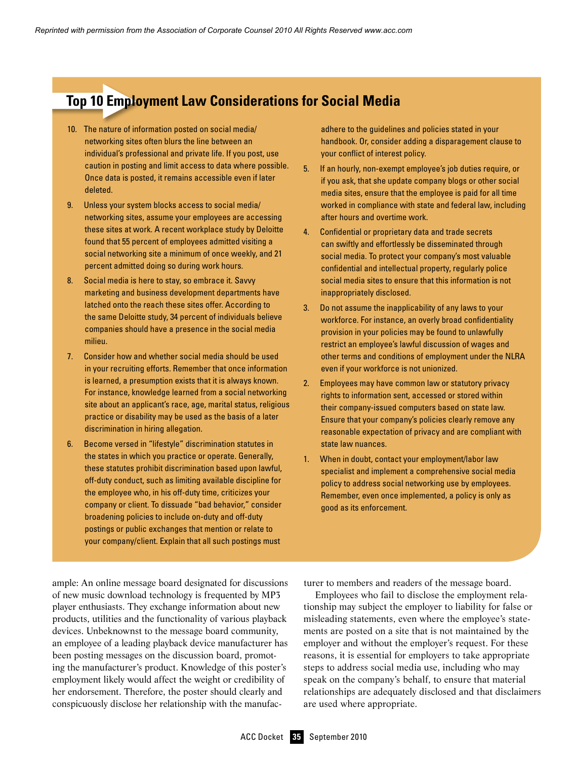*Reprinted with permission from the Association of Corporate Counsel 2010 All Rights Reserved www.acc.com*

## Top 10 Employment Law Considerations for Social Media

10. The nature of information posted on social media/networking sites often blurs the line between an individual's professional and private life. If you post, use caution in posting and limit access to data where possible. Once data is posted, it remains accessible even if later deleted.
9. Unless your system blocks access to social media/networking sites, assume your employees are accessing these sites at work. A recent workplace study by Deloitte found that 55 percent of employees admitted visiting a social networking site a minimum of once weekly, and 21 percent admitted doing so during work hours.
8. Social media is here to stay, so embrace it. Savvy marketing and business development departments have latched onto the reach these sites offer. According to the same Deloitte study, 34 percent of individuals believe companies should have a presence in the social media milieu.
7. Consider how and whether social media should be used in your recruiting efforts. Remember that once information is learned, a presumption exists that it is always known. For instance, knowledge learned from a social networking site about an applicant's race, age, marital status, religious practice or disability may be used as the basis of a later discrimination in hiring allegation.
6. Become versed in "lifestyle" discrimination statutes in the states in which you practice or operate. Generally, these statutes prohibit discrimination based upon lawful, off-duty conduct, such as limiting available discipline for the employee who, in his off-duty time, criticizes your company or client. To dissuade "bad behavior," consider broadening policies to include on-duty and off-duty postings or public exchanges that mention or relate to your company/client. Explain that all such postings must adhere to the guidelines and policies stated in your handbook. Or, consider adding a disparagement clause to your conflict of interest policy.
5. If an hourly, non-exempt employee's job duties require, or if you ask, that she update company blogs or other social media sites, ensure that the employee is paid for all time worked in compliance with state and federal law, including after hours and overtime work.
4. Confidential or proprietary data and trade secrets can swiftly and effortlessly be disseminated through social media. To protect your company's most valuable confidential and intellectual property, regularly police social media sites to ensure that this information is not inappropriately disclosed.
3. Do not assume the inapplicability of any laws to your workforce. For instance, an overly broad confidentiality provision in your policies may be found to unlawfully restrict an employee's lawful discussion of wages and other terms and conditions of employment under the NLRA even if your workforce is not unionized.
2. Employees may have common law or statutory privacy rights to information sent, accessed or stored within their company-issued computers based on state law. Ensure that your company's policies clearly remove any reasonable expectation of privacy and are compliant with state law nuances.
1. When in doubt, contact your employment/labor law specialist and implement a comprehensive social media policy to address social networking use by employees. Remember, even once implemented, a policy is only as good as its enforcement.

ample: An online message board designated for discussions of new music download technology is frequented by MP3 player enthusiasts. They exchange information about new products, utilities and the functionality of various playback devices. Unbeknownst to the message board community, an employee of a leading playback device manufacturer has been posting messages on the discussion board, promoting the manufacturer's product. Knowledge of this poster's employment likely would affect the weight or credibility of her endorsement. Therefore, the poster should clearly and conspicuously disclose her relationship with the manufacturer to members and readers of the message board.

Employees who fail to disclose the employment relationship may subject the employer to liability for false or misleading statements, even where the employee's statements are posted on a site that is not maintained by the employer and without the employer's request. For these reasons, it is essential for employers to take appropriate steps to address social media use, including who may speak on the company's behalf, to ensure that material relationships are adequately disclosed and that disclaimers are used where appropriate.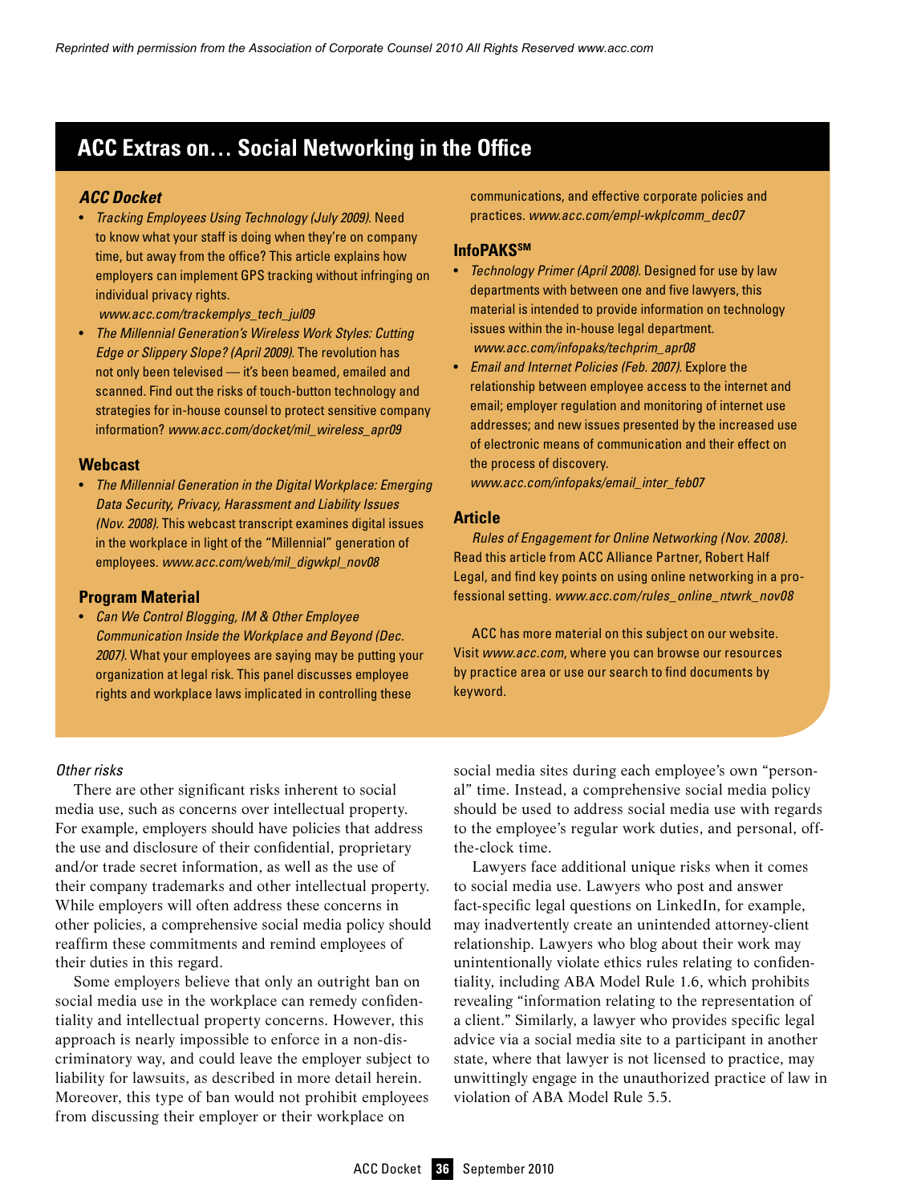Reprinted with permission from the Association of Corporate Counsel 2010 All Rights Reserved www.acc.com

## ACC Extras on… Social Networking in the Office

### ACC Docket

- *Tracking Employees Using Technology (July 2009).* Need to know what your staff is doing when they're on company time, but away from the office? This article explains how employers can implement GPS tracking without infringing on individual privacy rights. *www.acc.com/trackemplys_tech_jul09*
- *The Millennial Generation's Wireless Work Styles: Cutting Edge or Slippery Slope? (April 2009).* The revolution has not only been televised — it's been beamed, emailed and scanned. Find out the risks of touch-button technology and strategies for in-house counsel to protect sensitive company information? *www.acc.com/docket/mil_wireless_apr09*

### Webcast

- *The Millennial Generation in the Digital Workplace: Emerging Data Security, Privacy, Harassment and Liability Issues (Nov. 2008).* This webcast transcript examines digital issues in the workplace in light of the "Millennial" generation of employees. *www.acc.com/web/mil_digwkpl_nov08*

### Program Material

- *Can We Control Blogging, IM & Other Employee Communication Inside the Workplace and Beyond (Dec. 2007).* What your employees are saying may be putting your organization at legal risk. This panel discusses employee rights and workplace laws implicated in controlling these communications, and effective corporate policies and practices. *www.acc.com/empl-wkplcomm_dec07*

### InfoPAKS℠

- *Technology Primer (April 2008).* Designed for use by law departments with between one and five lawyers, this material is intended to provide information on technology issues within the in-house legal department. *www.acc.com/infopaks/techprim_apr08*
- *Email and Internet Policies (Feb. 2007).* Explore the relationship between employee access to the internet and email; employer regulation and monitoring of internet use addresses; and new issues presented by the increased use of electronic means of communication and their effect on the process of discovery. *www.acc.com/infopaks/email_inter_feb07*

### Article

*Rules of Engagement for Online Networking (Nov. 2008).* Read this article from ACC Alliance Partner, Robert Half Legal, and find key points on using online networking in a professional setting. *www.acc.com/rules_online_ntwrk_nov08*

ACC has more material on this subject on our website. Visit *www.acc.com*, where you can browse our resources by practice area or use our search to find documents by keyword.

*Other risks*

There are other significant risks inherent to social media use, such as concerns over intellectual property. For example, employers should have policies that address the use and disclosure of their confidential, proprietary and/or trade secret information, as well as the use of their company trademarks and other intellectual property. While employers will often address these concerns in other policies, a comprehensive social media policy should reaffirm these commitments and remind employees of their duties in this regard.

Some employers believe that only an outright ban on social media use in the workplace can remedy confidentiality and intellectual property concerns. However, this approach is nearly impossible to enforce in a non-discriminatory way, and could leave the employer subject to liability for lawsuits, as described in more detail herein. Moreover, this type of ban would not prohibit employees from discussing their employer or their workplace on social media sites during each employee's own "personal" time. Instead, a comprehensive social media policy should be used to address social media use with regards to the employee's regular work duties, and personal, off-the-clock time.

Lawyers face additional unique risks when it comes to social media use. Lawyers who post and answer fact-specific legal questions on LinkedIn, for example, may inadvertently create an unintended attorney-client relationship. Lawyers who blog about their work may unintentionally violate ethics rules relating to confidentiality, including ABA Model Rule 1.6, which prohibits revealing "information relating to the representation of a client." Similarly, a lawyer who provides specific legal advice via a social media site to a participant in another state, where that lawyer is not licensed to practice, may unwittingly engage in the unauthorized practice of law in violation of ABA Model Rule 5.5.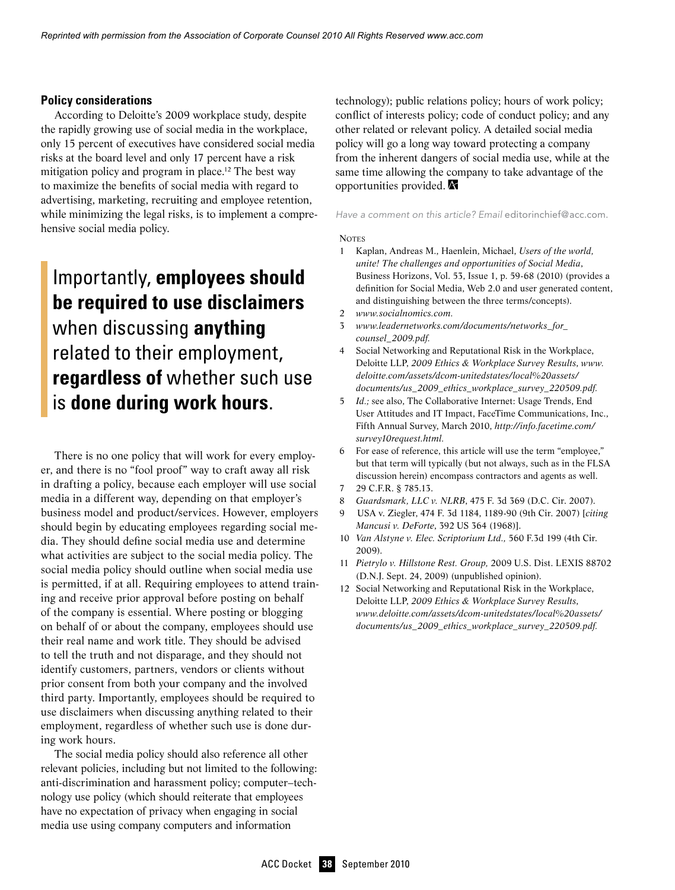Reprinted with permission from the Association of Corporate Counsel 2010 All Rights Reserved www.acc.com

### Policy considerations

According to Deloitte's 2009 workplace study, despite the rapidly growing use of social media in the workplace, only 15 percent of executives have considered social media risks at the board level and only 17 percent have a risk mitigation policy and program in place.[12] The best way to maximize the benefits of social media with regard to advertising, marketing, recruiting and employee retention, while minimizing the legal risks, is to implement a comprehensive social media policy.

> Importantly, **employees should be required to use disclaimers** when discussing **anything** related to their employment, **regardless of** whether such use is **done during work hours**.

There is no one policy that will work for every employer, and there is no "fool proof" way to craft away all risk in drafting a policy, because each employer will use social media in a different way, depending on that employer's business model and product/services. However, employers should begin by educating employees regarding social media. They should define social media use and determine what activities are subject to the social media policy. The social media policy should outline when social media use is permitted, if at all. Requiring employees to attend training and receive prior approval before posting on behalf of the company is essential. Where posting or blogging on behalf of or about the company, employees should use their real name and work title. They should be advised to tell the truth and not disparage, and they should not identify customers, partners, vendors or clients without prior consent from both your company and the involved third party. Importantly, employees should be required to use disclaimers when discussing anything related to their employment, regardless of whether such use is done during work hours.

The social media policy should also reference all other relevant policies, including but not limited to the following: anti-discrimination and harassment policy; computer–technology use policy (which should reiterate that employees have no expectation of privacy when engaging in social media use using company computers and information technology); public relations policy; hours of work policy; conflict of interests policy; code of conduct policy; and any other related or relevant policy. A detailed social media policy will go a long way toward protecting a company from the inherent dangers of social media use, while at the same time allowing the company to take advantage of the opportunities provided.

*Have a comment on this article? Email* editorinchief@acc.com.

#### Notes

1. Kaplan, Andreas M., Haenlein, Michael, *Users of the world, unite! The challenges and opportunities of Social Media*, Business Horizons, Vol. 53, Issue 1, p. 59-68 (2010) (provides a definition for Social Media, Web 2.0 and user generated content, and distinguishing between the three terms/concepts).
2. *www.socialnomics.com.*
3. *www.leadernetworks.com/documents/networks_for_counsel_2009.pdf.*
4. Social Networking and Reputational Risk in the Workplace, Deloitte LLP, *2009 Ethics & Workplace Survey Results, www.deloitte.com/assets/dcom-unitedstates/local%20assets/documents/us_2009_ethics_workplace_survey_220509.pdf.*
5. *Id.;* see also, The Collaborative Internet: Usage Trends, End User Attitudes and IT Impact, FaceTime Communications, Inc., Fifth Annual Survey, March 2010, *http://info.facetime.com/survey10request.html.*
6. For ease of reference, this article will use the term "employee," but that term will typically (but not always, such as in the FLSA discussion herein) encompass contractors and agents as well.
7. 29 C.F.R. § 785.13.
8. *Guardsmark, LLC v. NLRB*, 475 F. 3d 369 (D.C. Cir. 2007).
9. USA v. Ziegler, 474 F. 3d 1184, 1189-90 (9th Cir. 2007) [*citing Mancusi v. DeForte*, 392 US 364 (1968)].
10. *Van Alstyne v. Elec. Scriptorium Ltd.,* 560 F.3d 199 (4th Cir. 2009).
11. *Pietrylo v. Hillstone Rest. Group,* 2009 U.S. Dist. LEXIS 88702 (D.N.J. Sept. 24, 2009) (unpublished opinion).
12. Social Networking and Reputational Risk in the Workplace, Deloitte LLP, *2009 Ethics & Workplace Survey Results, www.deloitte.com/assets/dcom-unitedstates/local%20assets/documents/us_2009_ethics_workplace_survey_220509.pdf.*